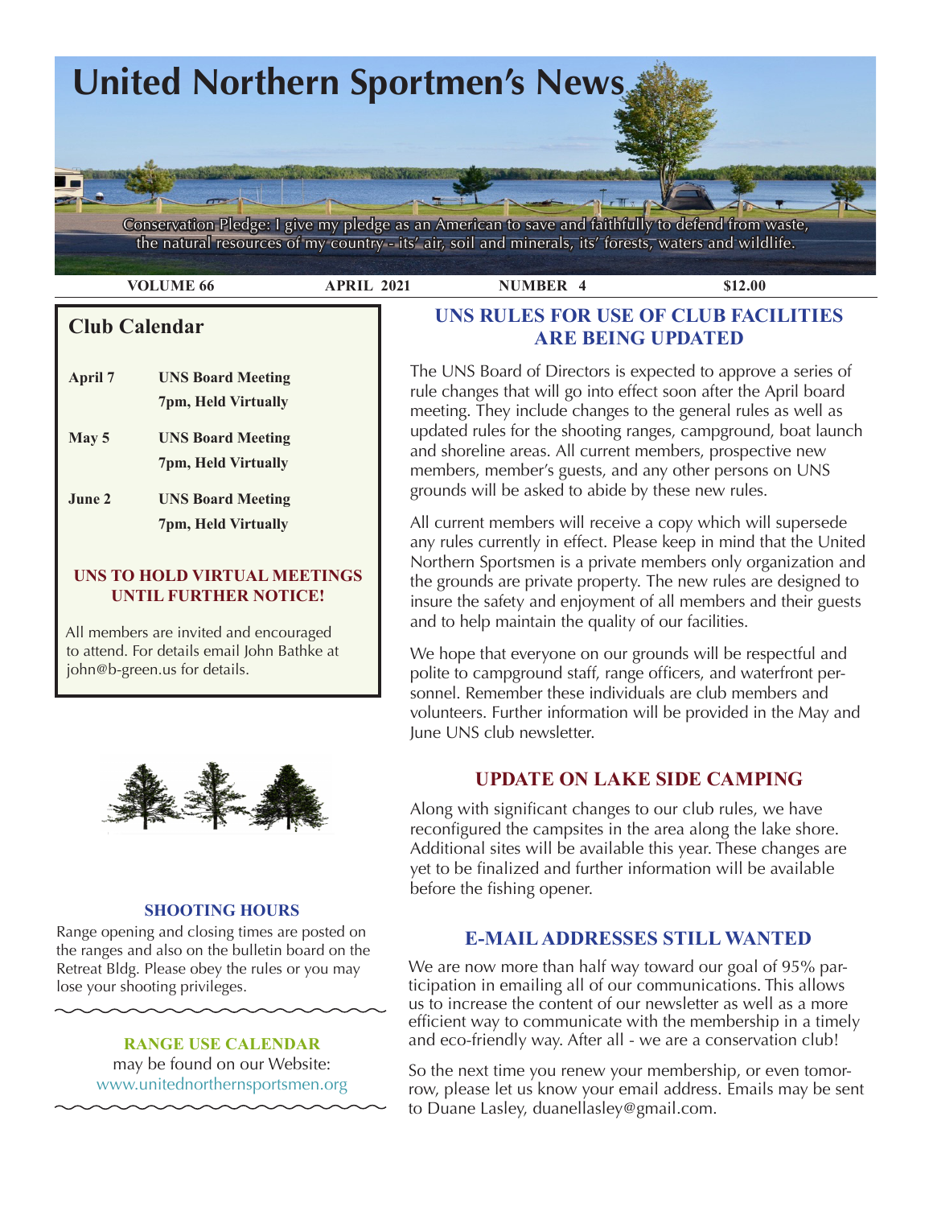# United Northern Sportsmen's News

Conservation Pledge: I give my pledge as an American to save and faithfully to defend from waste, the natural resources of my country - its' air, soil and minerals, its' forests, waters and wildlife.

**VOLUME 66** **APRIL 2021** **NUMBER 4** **$12.00**

## Club Calendar

| | |
|---|---|
| **April 7** | **UNS Board Meeting 7pm, Held Virtually** |
| **May 5** | **UNS Board Meeting 7pm, Held Virtually** |
| **June 2** | **UNS Board Meeting 7pm, Held Virtually** |

**UNS TO HOLD VIRTUAL MEETINGS UNTIL FURTHER NOTICE!**

All members are invited and encouraged to attend. For details email John Bathke at john@b-green.us for details.

### SHOOTING HOURS

Range opening and closing times are posted on the ranges and also on the bulletin board on the Retreat Bldg. Please obey the rules or you may lose your shooting privileges.

### RANGE USE CALENDAR

may be found on our Website: www.unitednorthernsportsmen.org

## UNS RULES FOR USE OF CLUB FACILITIES ARE BEING UPDATED

The UNS Board of Directors is expected to approve a series of rule changes that will go into effect soon after the April board meeting. They include changes to the general rules as well as updated rules for the shooting ranges, campground, boat launch and shoreline areas. All current members, prospective new members, member's guests, and any other persons on UNS grounds will be asked to abide by these new rules.

All current members will receive a copy which will supersede any rules currently in effect. Please keep in mind that the United Northern Sportsmen is a private members only organization and the grounds are private property. The new rules are designed to insure the safety and enjoyment of all members and their guests and to help maintain the quality of our facilities.

We hope that everyone on our grounds will be respectful and polite to campground staff, range officers, and waterfront personnel. Remember these individuals are club members and volunteers. Further information will be provided in the May and June UNS club newsletter.

## UPDATE ON LAKE SIDE CAMPING

Along with significant changes to our club rules, we have reconfigured the campsites in the area along the lake shore. Additional sites will be available this year. These changes are yet to be finalized and further information will be available before the fishing opener.

## E-MAIL ADDRESSES STILL WANTED

We are now more than half way toward our goal of 95% participation in emailing all of our communications. This allows us to increase the content of our newsletter as well as a more efficient way to communicate with the membership in a timely and eco-friendly way. After all - we are a conservation club!

So the next time you renew your membership, or even tomorrow, please let us know your email address. Emails may be sent to Duane Lasley, duanellasley@gmail.com.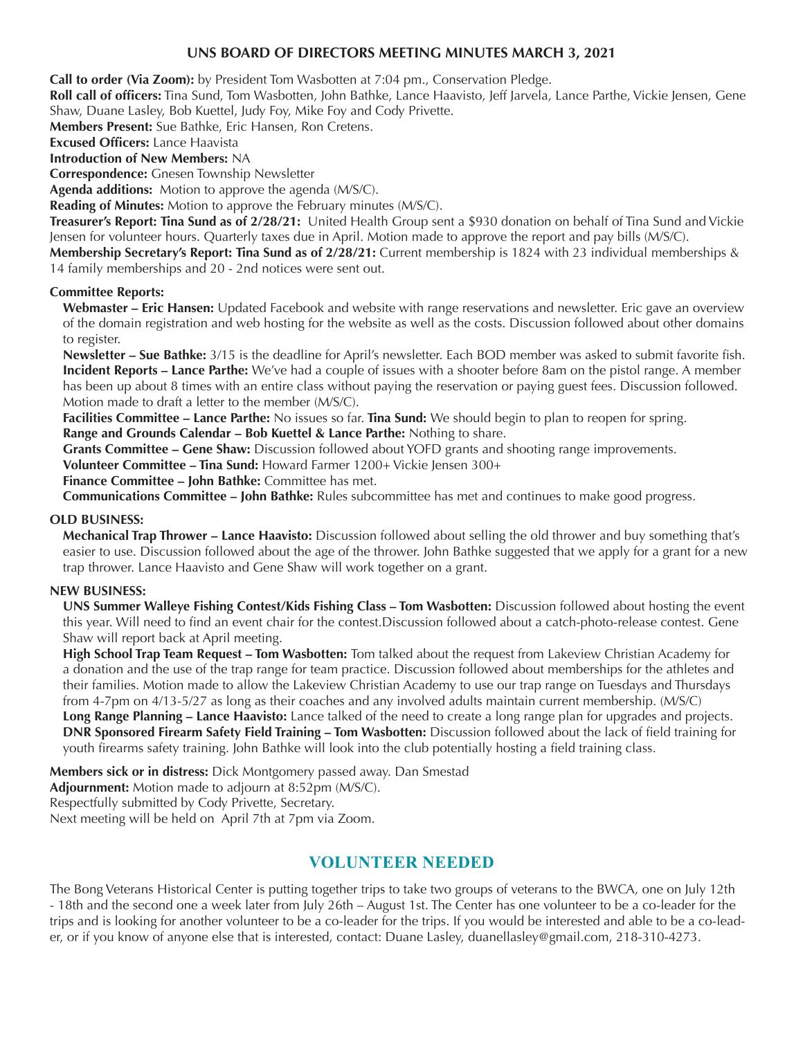## UNS BOARD OF DIRECTORS MEETING MINUTES MARCH 3, 2021

**Call to order (Via Zoom):** by President Tom Wasbotten at 7:04 pm., Conservation Pledge.

**Roll call of officers:** Tina Sund, Tom Wasbotten, John Bathke, Lance Haavisto, Jeff Jarvela, Lance Parthe, Vickie Jensen, Gene Shaw, Duane Lasley, Bob Kuettel, Judy Foy, Mike Foy and Cody Privette.

**Members Present:** Sue Bathke, Eric Hansen, Ron Cretens.

**Excused Officers:** Lance Haavista

**Introduction of New Members:** NA

**Correspondence:** Gnesen Township Newsletter

**Agenda additions:** Motion to approve the agenda (M/S/C).

**Reading of Minutes:** Motion to approve the February minutes (M/S/C).

**Treasurer's Report: Tina Sund as of 2/28/21:** United Health Group sent a $930 donation on behalf of Tina Sund and Vickie Jensen for volunteer hours. Quarterly taxes due in April. Motion made to approve the report and pay bills (M/S/C).

**Membership Secretary's Report: Tina Sund as of 2/28/21:** Current membership is 1824 with 23 individual memberships & 14 family memberships and 20 - 2nd notices were sent out.

**Committee Reports:**

**Webmaster – Eric Hansen:** Updated Facebook and website with range reservations and newsletter. Eric gave an overview of the domain registration and web hosting for the website as well as the costs. Discussion followed about other domains to register.

**Newsletter – Sue Bathke:** 3/15 is the deadline for April's newsletter. Each BOD member was asked to submit favorite fish.

**Incident Reports – Lance Parthe:** We've had a couple of issues with a shooter before 8am on the pistol range. A member has been up about 8 times with an entire class without paying the reservation or paying guest fees. Discussion followed. Motion made to draft a letter to the member (M/S/C).

**Facilities Committee – Lance Parthe:** No issues so far. **Tina Sund:** We should begin to plan to reopen for spring.

**Range and Grounds Calendar – Bob Kuettel & Lance Parthe:** Nothing to share.

**Grants Committee – Gene Shaw:** Discussion followed about YOFD grants and shooting range improvements.

**Volunteer Committee – Tina Sund:** Howard Farmer 1200+ Vickie Jensen 300+

**Finance Committee – John Bathke:** Committee has met.

**Communications Committee – John Bathke:** Rules subcommittee has met and continues to make good progress.

**OLD BUSINESS:**

**Mechanical Trap Thrower – Lance Haavisto:** Discussion followed about selling the old thrower and buy something that's easier to use. Discussion followed about the age of the thrower. John Bathke suggested that we apply for a grant for a new trap thrower. Lance Haavisto and Gene Shaw will work together on a grant.

**NEW BUSINESS:**

**UNS Summer Walleye Fishing Contest/Kids Fishing Class – Tom Wasbotten:** Discussion followed about hosting the event this year. Will need to find an event chair for the contest.Discussion followed about a catch-photo-release contest. Gene Shaw will report back at April meeting.

**High School Trap Team Request – Tom Wasbotten:** Tom talked about the request from Lakeview Christian Academy for a donation and the use of the trap range for team practice. Discussion followed about memberships for the athletes and their families. Motion made to allow the Lakeview Christian Academy to use our trap range on Tuesdays and Thursdays from 4-7pm on 4/13-5/27 as long as their coaches and any involved adults maintain current membership. (M/S/C)

**Long Range Planning – Lance Haavisto:** Lance talked of the need to create a long range plan for upgrades and projects.

**DNR Sponsored Firearm Safety Field Training – Tom Wasbotten:** Discussion followed about the lack of field training for youth firearms safety training. John Bathke will look into the club potentially hosting a field training class.

**Members sick or in distress:** Dick Montgomery passed away. Dan Smestad

**Adjournment:** Motion made to adjourn at 8:52pm (M/S/C).

Respectfully submitted by Cody Privette, Secretary.

Next meeting will be held on April 7th at 7pm via Zoom.

## VOLUNTEER NEEDED

The Bong Veterans Historical Center is putting together trips to take two groups of veterans to the BWCA, one on July 12th - 18th and the second one a week later from July 26th – August 1st. The Center has one volunteer to be a co-leader for the trips and is looking for another volunteer to be a co-leader for the trips. If you would be interested and able to be a co-leader, or if you know of anyone else that is interested, contact: Duane Lasley, duanellasley@gmail.com, 218-310-4273.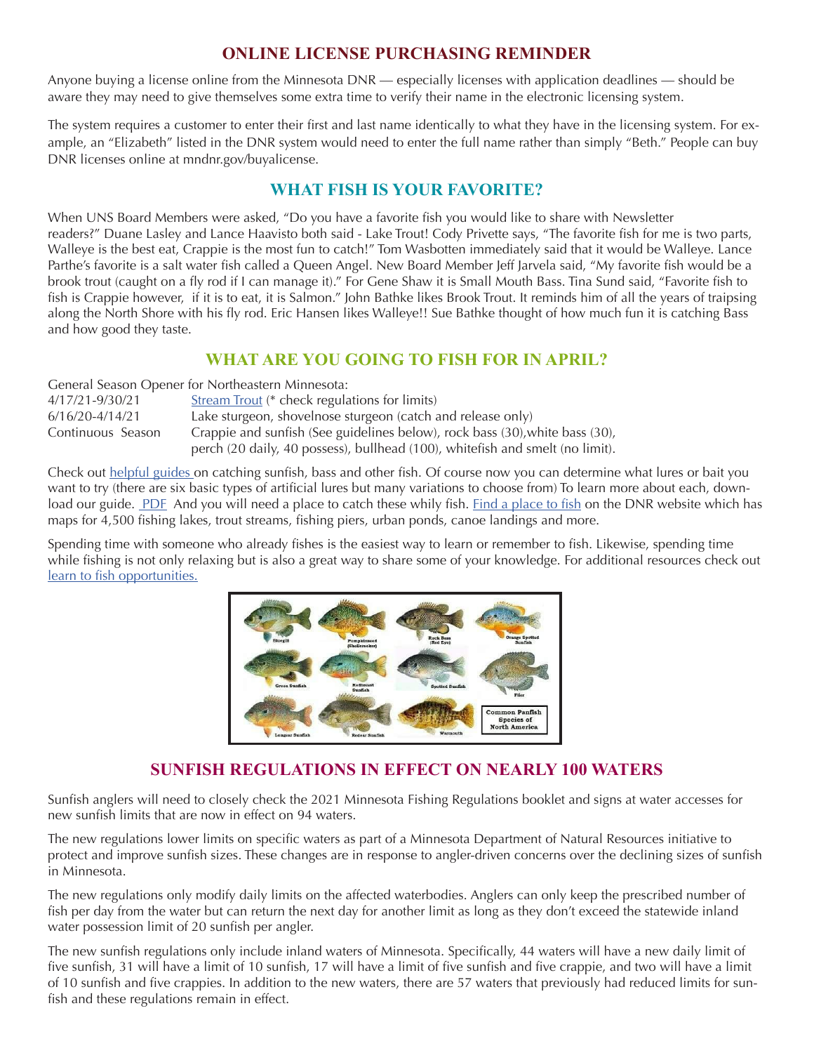## ONLINE LICENSE PURCHASING REMINDER

Anyone buying a license online from the Minnesota DNR — especially licenses with application deadlines — should be aware they may need to give themselves some extra time to verify their name in the electronic licensing system.

The system requires a customer to enter their first and last name identically to what they have in the licensing system. For example, an "Elizabeth" listed in the DNR system would need to enter the full name rather than simply "Beth." People can buy DNR licenses online at mndnr.gov/buyalicense.

## WHAT FISH IS YOUR FAVORITE?

When UNS Board Members were asked, "Do you have a favorite fish you would like to share with Newsletter readers?" Duane Lasley and Lance Haavisto both said - Lake Trout! Cody Privette says, "The favorite fish for me is two parts, Walleye is the best eat, Crappie is the most fun to catch!" Tom Wasbotten immediately said that it would be Walleye. Lance Parthe's favorite is a salt water fish called a Queen Angel. New Board Member Jeff Jarvela said, "My favorite fish would be a brook trout (caught on a fly rod if I can manage it)." For Gene Shaw it is Small Mouth Bass. Tina Sund said, "Favorite fish to fish is Crappie however, if it is to eat, it is Salmon." John Bathke likes Brook Trout. It reminds him of all the years of traipsing along the North Shore with his fly rod. Eric Hansen likes Walleye!! Sue Bathke thought of how much fun it is catching Bass and how good they taste.

## WHAT ARE YOU GOING TO FISH FOR IN APRIL?

General Season Opener for Northeastern Minnesota:

| | |
|---|---|
| 4/17/21-9/30/21 | Stream Trout (* check regulations for limits) |
| 6/16/20-4/14/21 | Lake sturgeon, shovelnose sturgeon (catch and release only) |
| Continuous Season | Crappie and sunfish (See guidelines below), rock bass (30), white bass (30), perch (20 daily, 40 possess), bullhead (100), whitefish and smelt (no limit). |

Check out helpful guides on catching sunfish, bass and other fish. Of course now you can determine what lures or bait you want to try (there are six basic types of artificial lures but many variations to choose from) To learn more about each, download our guide. PDF And you will need a place to catch these whily fish. Find a place to fish on the DNR website which has maps for 4,500 fishing lakes, trout streams, fishing piers, urban ponds, canoe landings and more.

Spending time with someone who already fishes is the easiest way to learn or remember to fish. Likewise, spending time while fishing is not only relaxing but is also a great way to share some of your knowledge. For additional resources check out learn to fish opportunities.

## SUNFISH REGULATIONS IN EFFECT ON NEARLY 100 WATERS

Sunfish anglers will need to closely check the 2021 Minnesota Fishing Regulations booklet and signs at water accesses for new sunfish limits that are now in effect on 94 waters.

The new regulations lower limits on specific waters as part of a Minnesota Department of Natural Resources initiative to protect and improve sunfish sizes. These changes are in response to angler-driven concerns over the declining sizes of sunfish in Minnesota.

The new regulations only modify daily limits on the affected waterbodies. Anglers can only keep the prescribed number of fish per day from the water but can return the next day for another limit as long as they don't exceed the statewide inland water possession limit of 20 sunfish per angler.

The new sunfish regulations only include inland waters of Minnesota. Specifically, 44 waters will have a new daily limit of five sunfish, 31 will have a limit of 10 sunfish, 17 will have a limit of five sunfish and five crappie, and two will have a limit of 10 sunfish and five crappies. In addition to the new waters, there are 57 waters that previously had reduced limits for sunfish and these regulations remain in effect.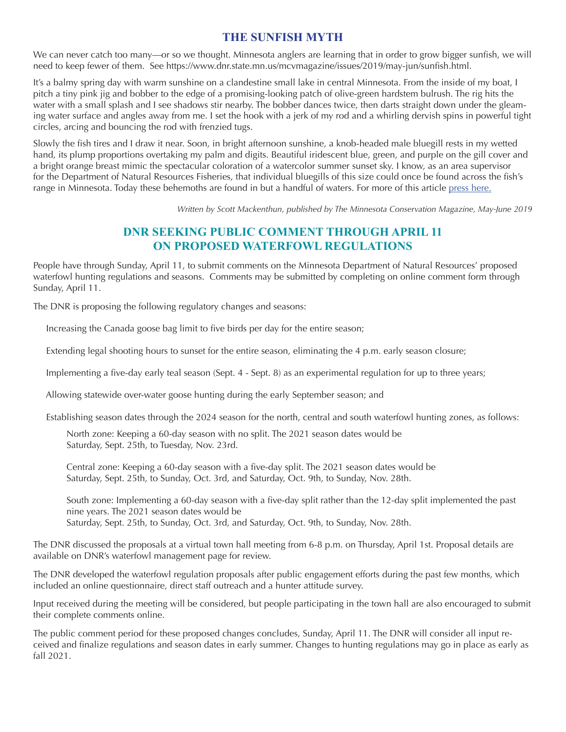## THE SUNFISH MYTH

We can never catch too many—or so we thought. Minnesota anglers are learning that in order to grow bigger sunfish, we will need to keep fewer of them. See https://www.dnr.state.mn.us/mcvmagazine/issues/2019/may-jun/sunfish.html.

It's a balmy spring day with warm sunshine on a clandestine small lake in central Minnesota. From the inside of my boat, I pitch a tiny pink jig and bobber to the edge of a promising-looking patch of olive-green hardstem bulrush. The rig hits the water with a small splash and I see shadows stir nearby. The bobber dances twice, then darts straight down under the gleaming water surface and angles away from me. I set the hook with a jerk of my rod and a whirling dervish spins in powerful tight circles, arcing and bouncing the rod with frenzied tugs.

Slowly the fish tires and I draw it near. Soon, in bright afternoon sunshine, a knob-headed male bluegill rests in my wetted hand, its plump proportions overtaking my palm and digits. Beautiful iridescent blue, green, and purple on the gill cover and a bright orange breast mimic the spectacular coloration of a watercolor summer sunset sky. I know, as an area supervisor for the Department of Natural Resources Fisheries, that individual bluegills of this size could once be found across the fish's range in Minnesota. Today these behemoths are found in but a handful of waters. For more of this article press here.

*Written by Scott Mackenthun, published by The Minnesota Conservation Magazine, May-June 2019*

## DNR SEEKING PUBLIC COMMENT THROUGH APRIL 11 ON PROPOSED WATERFOWL REGULATIONS

People have through Sunday, April 11, to submit comments on the Minnesota Department of Natural Resources' proposed waterfowl hunting regulations and seasons. Comments may be submitted by completing on online comment form through Sunday, April 11.

The DNR is proposing the following regulatory changes and seasons:

Increasing the Canada goose bag limit to five birds per day for the entire season;

Extending legal shooting hours to sunset for the entire season, eliminating the 4 p.m. early season closure;

Implementing a five-day early teal season (Sept. 4 - Sept. 8) as an experimental regulation for up to three years;

Allowing statewide over-water goose hunting during the early September season; and

Establishing season dates through the 2024 season for the north, central and south waterfowl hunting zones, as follows:

North zone: Keeping a 60-day season with no split. The 2021 season dates would be Saturday, Sept. 25th, to Tuesday, Nov. 23rd.

Central zone: Keeping a 60-day season with a five-day split. The 2021 season dates would be Saturday, Sept. 25th, to Sunday, Oct. 3rd, and Saturday, Oct. 9th, to Sunday, Nov. 28th.

South zone: Implementing a 60-day season with a five-day split rather than the 12-day split implemented the past nine years. The 2021 season dates would be Saturday, Sept. 25th, to Sunday, Oct. 3rd, and Saturday, Oct. 9th, to Sunday, Nov. 28th.

The DNR discussed the proposals at a virtual town hall meeting from 6-8 p.m. on Thursday, April 1st. Proposal details are available on DNR's waterfowl management page for review.

The DNR developed the waterfowl regulation proposals after public engagement efforts during the past few months, which included an online questionnaire, direct staff outreach and a hunter attitude survey.

Input received during the meeting will be considered, but people participating in the town hall are also encouraged to submit their complete comments online.

The public comment period for these proposed changes concludes, Sunday, April 11. The DNR will consider all input received and finalize regulations and season dates in early summer. Changes to hunting regulations may go in place as early as fall 2021.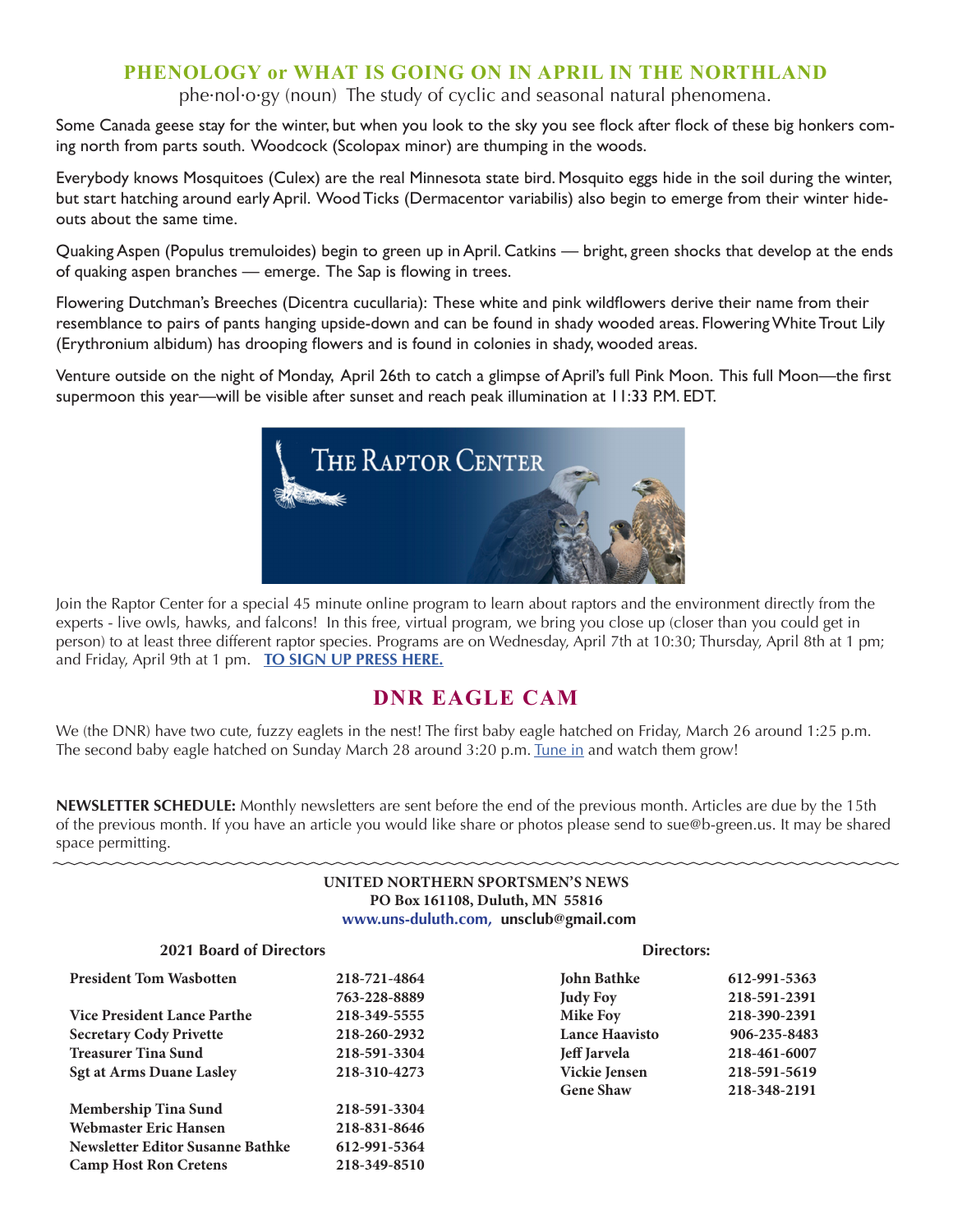## PHENOLOGY or WHAT IS GOING ON IN APRIL IN THE NORTHLAND

phe·nol·o·gy (noun) The study of cyclic and seasonal natural phenomena.

Some Canada geese stay for the winter, but when you look to the sky you see flock after flock of these big honkers coming north from parts south. Woodcock (Scolopax minor) are thumping in the woods.

Everybody knows Mosquitoes (Culex) are the real Minnesota state bird. Mosquito eggs hide in the soil during the winter, but start hatching around early April. Wood Ticks (Dermacentor variabilis) also begin to emerge from their winter hideouts about the same time.

Quaking Aspen (Populus tremuloides) begin to green up in April. Catkins — bright, green shocks that develop at the ends of quaking aspen branches — emerge. The Sap is flowing in trees.

Flowering Dutchman's Breeches (Dicentra cucullaria): These white and pink wildflowers derive their name from their resemblance to pairs of pants hanging upside-down and can be found in shady wooded areas. Flowering White Trout Lily (Erythronium albidum) has drooping flowers and is found in colonies in shady, wooded areas.

Venture outside on the night of Monday, April 26th to catch a glimpse of April's full Pink Moon. This full Moon—the first supermoon this year—will be visible after sunset and reach peak illumination at 11:33 P.M. EDT.

THE RAPTOR CENTER

Join the Raptor Center for a special 45 minute online program to learn about raptors and the environment directly from the experts - live owls, hawks, and falcons! In this free, virtual program, we bring you close up (closer than you could get in person) to at least three different raptor species. Programs are on Wednesday, April 7th at 10:30; Thursday, April 8th at 1 pm; and Friday, April 9th at 1 pm. **TO SIGN UP PRESS HERE.**

## DNR EAGLE CAM

We (the DNR) have two cute, fuzzy eaglets in the nest! The first baby eagle hatched on Friday, March 26 around 1:25 p.m. The second baby eagle hatched on Sunday March 28 around 3:20 p.m. Tune in and watch them grow!

**NEWSLETTER SCHEDULE:** Monthly newsletters are sent before the end of the previous month. Articles are due by the 15th of the previous month. If you have an article you would like share or photos please send to sue@b-green.us. It may be shared space permitting.

**UNITED NORTHERN SPORTSMEN'S NEWS**
**PO Box 161108, Duluth, MN 55816**
**www.uns-duluth.com, unsclub@gmail.com**

**2021 Board of Directors**

| | |
|---|---|
| **President Tom Wasbotten** | **218-721-4864** |
| | **763-228-8889** |
| **Vice President Lance Parthe** | **218-349-5555** |
| **Secretary Cody Privette** | **218-260-2932** |
| **Treasurer Tina Sund** | **218-591-3304** |
| **Sgt at Arms Duane Lasley** | **218-310-4273** |
| **Membership Tina Sund** | **218-591-3304** |
| **Webmaster Eric Hansen** | **218-831-8646** |
| **Newsletter Editor Susanne Bathke** | **612-991-5364** |
| **Camp Host Ron Cretens** | **218-349-8510** |

**Directors:**

| | |
|---|---|
| **John Bathke** | **612-991-5363** |
| **Judy Foy** | **218-591-2391** |
| **Mike Foy** | **218-390-2391** |
| **Lance Haavisto** | **906-235-8483** |
| **Jeff Jarvela** | **218-461-6007** |
| **Vickie Jensen** | **218-591-5619** |
| **Gene Shaw** | **218-348-2191** |